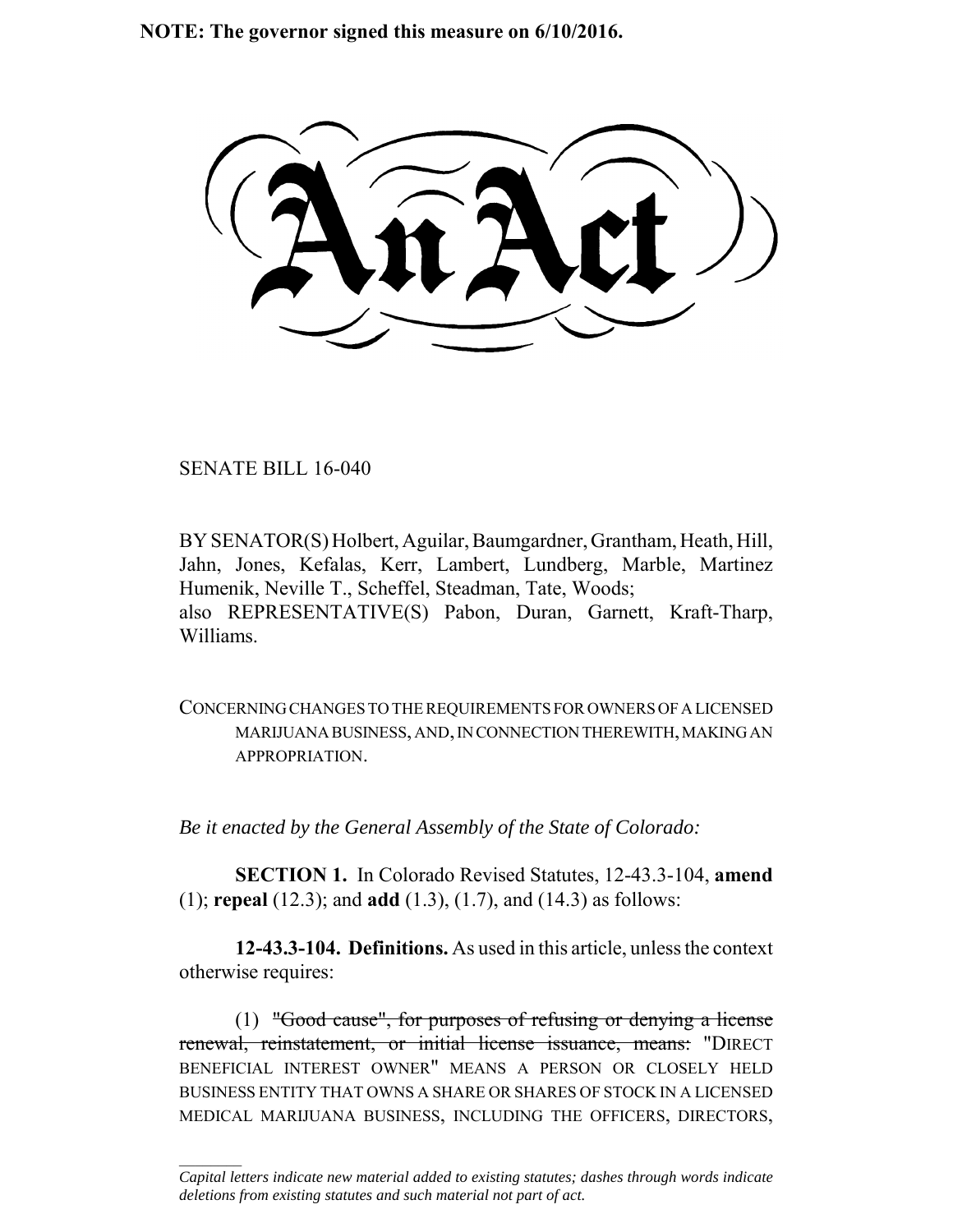**NOTE: The governor signed this measure on 6/10/2016.**

# An Act

SENATE BILL 16-040

BY SENATOR(S) Holbert, Aguilar, Baumgardner, Grantham, Heath, Hill, Jahn, Jones, Kefalas, Kerr, Lambert, Lundberg, Marble, Martinez Humenik, Neville T., Scheffel, Steadman, Tate, Woods;
also REPRESENTATIVE(S) Pabon, Duran, Garnett, Kraft-Tharp, Williams.

CONCERNING CHANGES TO THE REQUIREMENTS FOR OWNERS OF A LICENSED MARIJUANA BUSINESS, AND, IN CONNECTION THEREWITH, MAKING AN APPROPRIATION.

*Be it enacted by the General Assembly of the State of Colorado:*

**SECTION 1.** In Colorado Revised Statutes, 12-43.3-104, **amend** (1); **repeal** (12.3); and **add** (1.3), (1.7), and (14.3) as follows:

**12-43.3-104. Definitions.** As used in this article, unless the context otherwise requires:

(1) ~~"Good cause", for purposes of refusing or denying a license renewal, reinstatement, or initial license issuance, means:~~ "DIRECT BENEFICIAL INTEREST OWNER" MEANS A PERSON OR CLOSELY HELD BUSINESS ENTITY THAT OWNS A SHARE OR SHARES OF STOCK IN A LICENSED MEDICAL MARIJUANA BUSINESS, INCLUDING THE OFFICERS, DIRECTORS,

---

*Capital letters indicate new material added to existing statutes; dashes through words indicate deletions from existing statutes and such material not part of act.*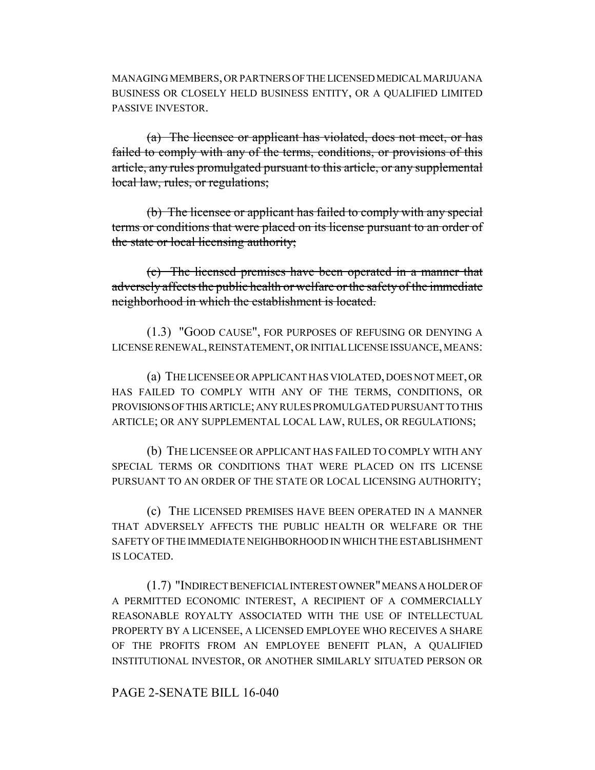MANAGING MEMBERS, OR PARTNERS OF THE LICENSED MEDICAL MARIJUANA BUSINESS OR CLOSELY HELD BUSINESS ENTITY, OR A QUALIFIED LIMITED PASSIVE INVESTOR.

~~(a) The licensee or applicant has violated, does not meet, or has failed to comply with any of the terms, conditions, or provisions of this article, any rules promulgated pursuant to this article, or any supplemental local law, rules, or regulations;~~

~~(b) The licensee or applicant has failed to comply with any special terms or conditions that were placed on its license pursuant to an order of the state or local licensing authority;~~

~~(c) The licensed premises have been operated in a manner that adversely affects the public health or welfare or the safety of the immediate neighborhood in which the establishment is located.~~

(1.3) "GOOD CAUSE", FOR PURPOSES OF REFUSING OR DENYING A LICENSE RENEWAL, REINSTATEMENT, OR INITIAL LICENSE ISSUANCE, MEANS:

(a) THE LICENSEE OR APPLICANT HAS VIOLATED, DOES NOT MEET, OR HAS FAILED TO COMPLY WITH ANY OF THE TERMS, CONDITIONS, OR PROVISIONS OF THIS ARTICLE; ANY RULES PROMULGATED PURSUANT TO THIS ARTICLE; OR ANY SUPPLEMENTAL LOCAL LAW, RULES, OR REGULATIONS;

(b) THE LICENSEE OR APPLICANT HAS FAILED TO COMPLY WITH ANY SPECIAL TERMS OR CONDITIONS THAT WERE PLACED ON ITS LICENSE PURSUANT TO AN ORDER OF THE STATE OR LOCAL LICENSING AUTHORITY;

(c) THE LICENSED PREMISES HAVE BEEN OPERATED IN A MANNER THAT ADVERSELY AFFECTS THE PUBLIC HEALTH OR WELFARE OR THE SAFETY OF THE IMMEDIATE NEIGHBORHOOD IN WHICH THE ESTABLISHMENT IS LOCATED.

(1.7) "INDIRECT BENEFICIAL INTEREST OWNER" MEANS A HOLDER OF A PERMITTED ECONOMIC INTEREST, A RECIPIENT OF A COMMERCIALLY REASONABLE ROYALTY ASSOCIATED WITH THE USE OF INTELLECTUAL PROPERTY BY A LICENSEE, A LICENSED EMPLOYEE WHO RECEIVES A SHARE OF THE PROFITS FROM AN EMPLOYEE BENEFIT PLAN, A QUALIFIED INSTITUTIONAL INVESTOR, OR ANOTHER SIMILARLY SITUATED PERSON OR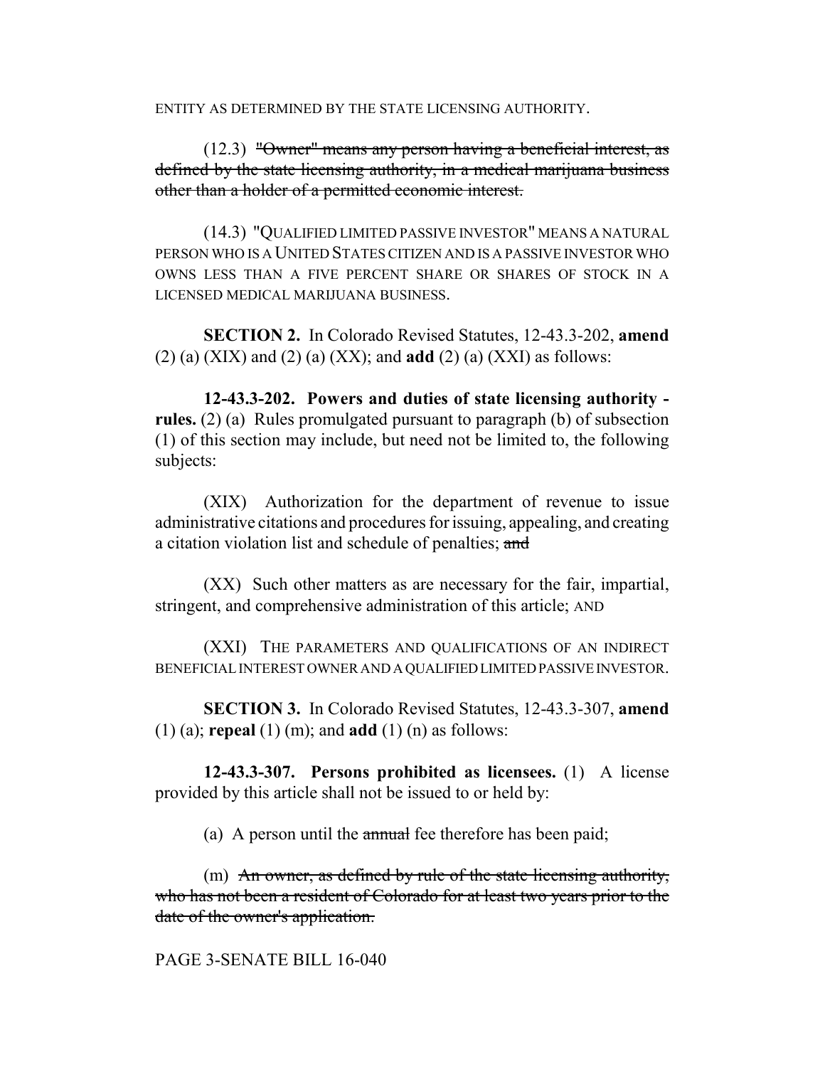ENTITY AS DETERMINED BY THE STATE LICENSING AUTHORITY.

(12.3) ~~"Owner" means any person having a beneficial interest, as defined by the state licensing authority, in a medical marijuana business other than a holder of a permitted economic interest.~~

(14.3) "QUALIFIED LIMITED PASSIVE INVESTOR" MEANS A NATURAL PERSON WHO IS A UNITED STATES CITIZEN AND IS A PASSIVE INVESTOR WHO OWNS LESS THAN A FIVE PERCENT SHARE OR SHARES OF STOCK IN A LICENSED MEDICAL MARIJUANA BUSINESS.

**SECTION 2.** In Colorado Revised Statutes, 12-43.3-202, **amend** (2) (a) (XIX) and (2) (a) (XX); and **add** (2) (a) (XXI) as follows:

**12-43.3-202. Powers and duties of state licensing authority - rules.** (2) (a) Rules promulgated pursuant to paragraph (b) of subsection (1) of this section may include, but need not be limited to, the following subjects:

(XIX) Authorization for the department of revenue to issue administrative citations and procedures for issuing, appealing, and creating a citation violation list and schedule of penalties; ~~and~~

(XX) Such other matters as are necessary for the fair, impartial, stringent, and comprehensive administration of this article; AND

(XXI) THE PARAMETERS AND QUALIFICATIONS OF AN INDIRECT BENEFICIAL INTEREST OWNER AND A QUALIFIED LIMITED PASSIVE INVESTOR.

**SECTION 3.** In Colorado Revised Statutes, 12-43.3-307, **amend** (1) (a); **repeal** (1) (m); and **add** (1) (n) as follows:

**12-43.3-307. Persons prohibited as licensees.** (1) A license provided by this article shall not be issued to or held by:

(a) A person until the ~~annual~~ fee therefore has been paid;

(m) ~~An owner, as defined by rule of the state licensing authority, who has not been a resident of Colorado for at least two years prior to the date of the owner's application.~~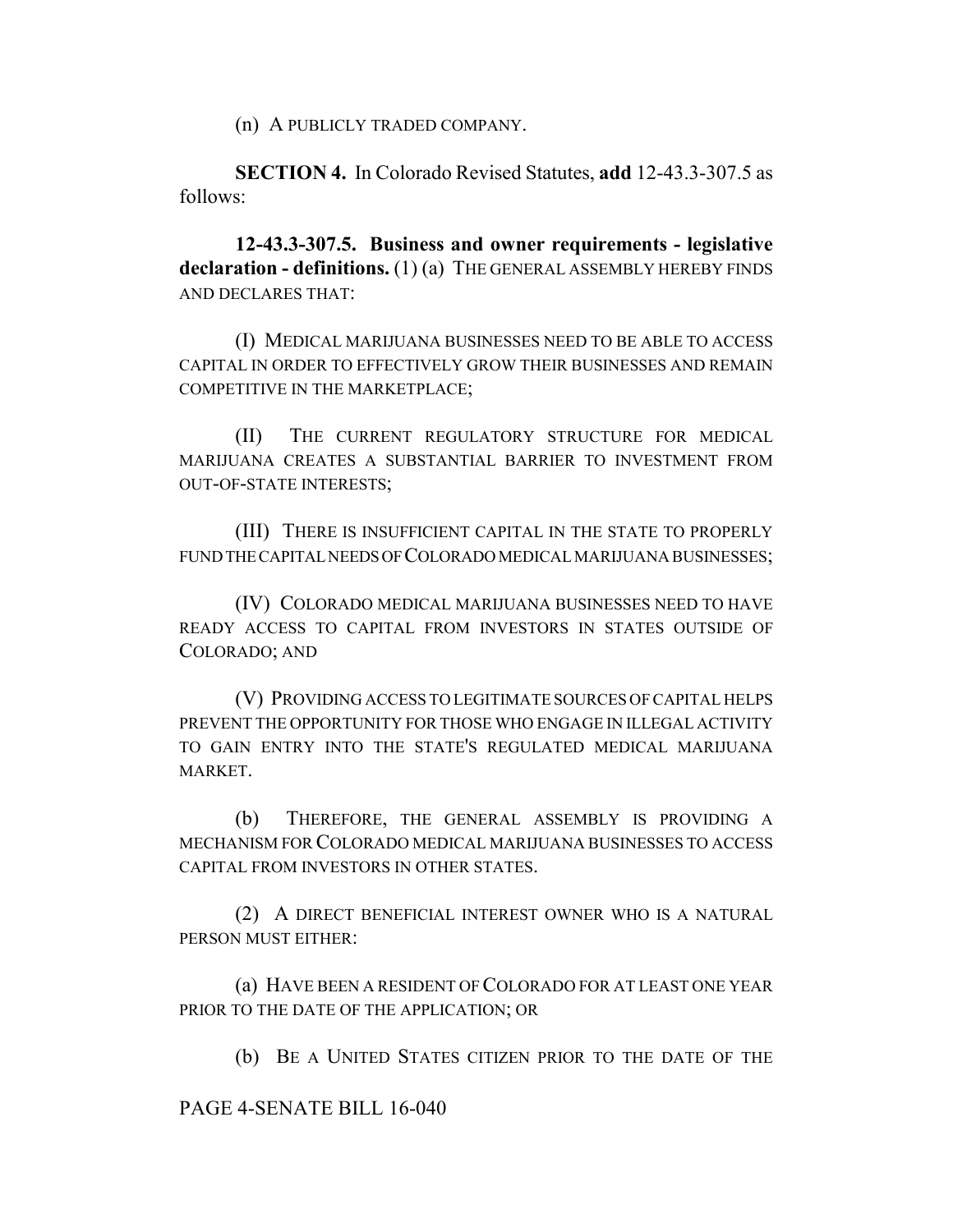(n) A PUBLICLY TRADED COMPANY.

**SECTION 4.** In Colorado Revised Statutes, **add** 12-43.3-307.5 as follows:

**12-43.3-307.5. Business and owner requirements - legislative declaration - definitions.** (1) (a) THE GENERAL ASSEMBLY HEREBY FINDS AND DECLARES THAT:

(I) MEDICAL MARIJUANA BUSINESSES NEED TO BE ABLE TO ACCESS CAPITAL IN ORDER TO EFFECTIVELY GROW THEIR BUSINESSES AND REMAIN COMPETITIVE IN THE MARKETPLACE;

(II) THE CURRENT REGULATORY STRUCTURE FOR MEDICAL MARIJUANA CREATES A SUBSTANTIAL BARRIER TO INVESTMENT FROM OUT-OF-STATE INTERESTS;

(III) THERE IS INSUFFICIENT CAPITAL IN THE STATE TO PROPERLY FUND THE CAPITAL NEEDS OF COLORADO MEDICAL MARIJUANA BUSINESSES;

(IV) COLORADO MEDICAL MARIJUANA BUSINESSES NEED TO HAVE READY ACCESS TO CAPITAL FROM INVESTORS IN STATES OUTSIDE OF COLORADO; AND

(V) PROVIDING ACCESS TO LEGITIMATE SOURCES OF CAPITAL HELPS PREVENT THE OPPORTUNITY FOR THOSE WHO ENGAGE IN ILLEGAL ACTIVITY TO GAIN ENTRY INTO THE STATE'S REGULATED MEDICAL MARIJUANA MARKET.

(b) THEREFORE, THE GENERAL ASSEMBLY IS PROVIDING A MECHANISM FOR COLORADO MEDICAL MARIJUANA BUSINESSES TO ACCESS CAPITAL FROM INVESTORS IN OTHER STATES.

(2) A DIRECT BENEFICIAL INTEREST OWNER WHO IS A NATURAL PERSON MUST EITHER:

(a) HAVE BEEN A RESIDENT OF COLORADO FOR AT LEAST ONE YEAR PRIOR TO THE DATE OF THE APPLICATION; OR

(b) BE A UNITED STATES CITIZEN PRIOR TO THE DATE OF THE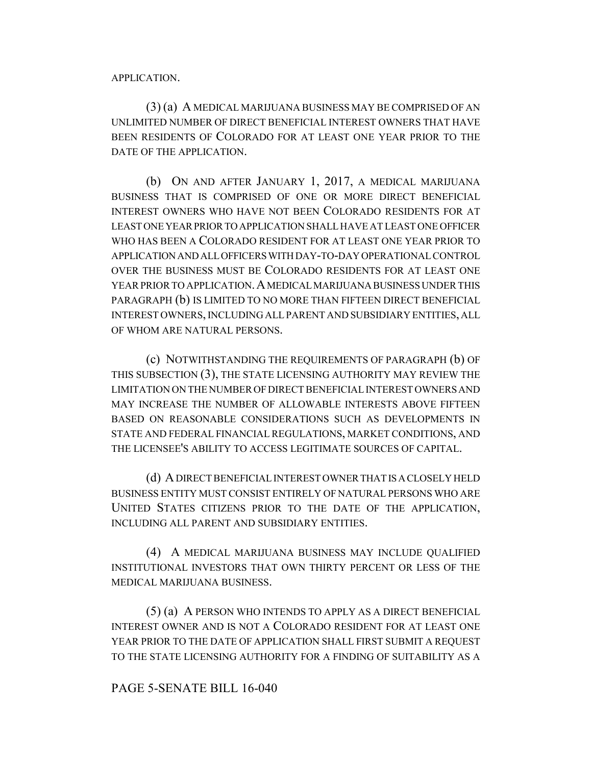APPLICATION.

(3) (a) A MEDICAL MARIJUANA BUSINESS MAY BE COMPRISED OF AN UNLIMITED NUMBER OF DIRECT BENEFICIAL INTEREST OWNERS THAT HAVE BEEN RESIDENTS OF COLORADO FOR AT LEAST ONE YEAR PRIOR TO THE DATE OF THE APPLICATION.

(b) ON AND AFTER JANUARY 1, 2017, A MEDICAL MARIJUANA BUSINESS THAT IS COMPRISED OF ONE OR MORE DIRECT BENEFICIAL INTEREST OWNERS WHO HAVE NOT BEEN COLORADO RESIDENTS FOR AT LEAST ONE YEAR PRIOR TO APPLICATION SHALL HAVE AT LEAST ONE OFFICER WHO HAS BEEN A COLORADO RESIDENT FOR AT LEAST ONE YEAR PRIOR TO APPLICATION AND ALL OFFICERS WITH DAY-TO-DAY OPERATIONAL CONTROL OVER THE BUSINESS MUST BE COLORADO RESIDENTS FOR AT LEAST ONE YEAR PRIOR TO APPLICATION. A MEDICAL MARIJUANA BUSINESS UNDER THIS PARAGRAPH (b) IS LIMITED TO NO MORE THAN FIFTEEN DIRECT BENEFICIAL INTEREST OWNERS, INCLUDING ALL PARENT AND SUBSIDIARY ENTITIES, ALL OF WHOM ARE NATURAL PERSONS.

(c) NOTWITHSTANDING THE REQUIREMENTS OF PARAGRAPH (b) OF THIS SUBSECTION (3), THE STATE LICENSING AUTHORITY MAY REVIEW THE LIMITATION ON THE NUMBER OF DIRECT BENEFICIAL INTEREST OWNERS AND MAY INCREASE THE NUMBER OF ALLOWABLE INTERESTS ABOVE FIFTEEN BASED ON REASONABLE CONSIDERATIONS SUCH AS DEVELOPMENTS IN STATE AND FEDERAL FINANCIAL REGULATIONS, MARKET CONDITIONS, AND THE LICENSEE'S ABILITY TO ACCESS LEGITIMATE SOURCES OF CAPITAL.

(d) A DIRECT BENEFICIAL INTEREST OWNER THAT IS A CLOSELY HELD BUSINESS ENTITY MUST CONSIST ENTIRELY OF NATURAL PERSONS WHO ARE UNITED STATES CITIZENS PRIOR TO THE DATE OF THE APPLICATION, INCLUDING ALL PARENT AND SUBSIDIARY ENTITIES.

(4) A MEDICAL MARIJUANA BUSINESS MAY INCLUDE QUALIFIED INSTITUTIONAL INVESTORS THAT OWN THIRTY PERCENT OR LESS OF THE MEDICAL MARIJUANA BUSINESS.

(5) (a) A PERSON WHO INTENDS TO APPLY AS A DIRECT BENEFICIAL INTEREST OWNER AND IS NOT A COLORADO RESIDENT FOR AT LEAST ONE YEAR PRIOR TO THE DATE OF APPLICATION SHALL FIRST SUBMIT A REQUEST TO THE STATE LICENSING AUTHORITY FOR A FINDING OF SUITABILITY AS A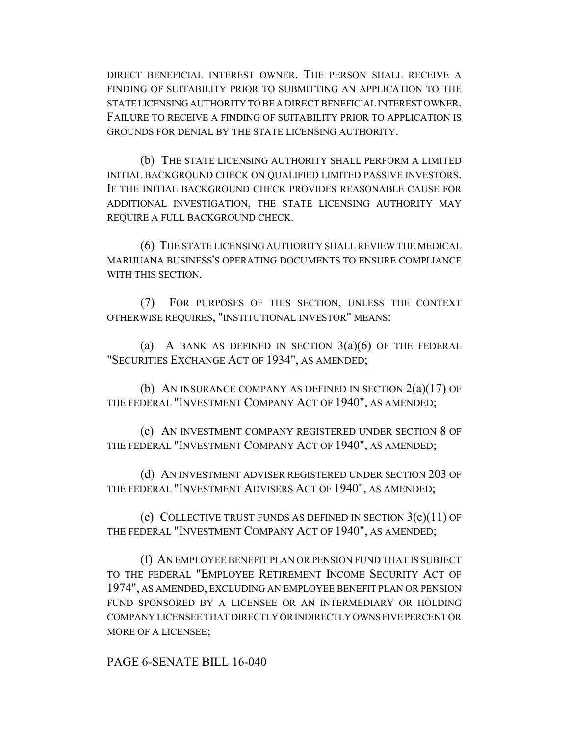DIRECT BENEFICIAL INTEREST OWNER. THE PERSON SHALL RECEIVE A FINDING OF SUITABILITY PRIOR TO SUBMITTING AN APPLICATION TO THE STATE LICENSING AUTHORITY TO BE A DIRECT BENEFICIAL INTEREST OWNER. FAILURE TO RECEIVE A FINDING OF SUITABILITY PRIOR TO APPLICATION IS GROUNDS FOR DENIAL BY THE STATE LICENSING AUTHORITY.

(b) THE STATE LICENSING AUTHORITY SHALL PERFORM A LIMITED INITIAL BACKGROUND CHECK ON QUALIFIED LIMITED PASSIVE INVESTORS. IF THE INITIAL BACKGROUND CHECK PROVIDES REASONABLE CAUSE FOR ADDITIONAL INVESTIGATION, THE STATE LICENSING AUTHORITY MAY REQUIRE A FULL BACKGROUND CHECK.

(6) THE STATE LICENSING AUTHORITY SHALL REVIEW THE MEDICAL MARIJUANA BUSINESS'S OPERATING DOCUMENTS TO ENSURE COMPLIANCE WITH THIS SECTION.

(7) FOR PURPOSES OF THIS SECTION, UNLESS THE CONTEXT OTHERWISE REQUIRES, "INSTITUTIONAL INVESTOR" MEANS:

(a) A BANK AS DEFINED IN SECTION 3(a)(6) OF THE FEDERAL "SECURITIES EXCHANGE ACT OF 1934", AS AMENDED;

(b) AN INSURANCE COMPANY AS DEFINED IN SECTION 2(a)(17) OF THE FEDERAL "INVESTMENT COMPANY ACT OF 1940", AS AMENDED;

(c) AN INVESTMENT COMPANY REGISTERED UNDER SECTION 8 OF THE FEDERAL "INVESTMENT COMPANY ACT OF 1940", AS AMENDED;

(d) AN INVESTMENT ADVISER REGISTERED UNDER SECTION 203 OF THE FEDERAL "INVESTMENT ADVISERS ACT OF 1940", AS AMENDED;

(e) COLLECTIVE TRUST FUNDS AS DEFINED IN SECTION 3(c)(11) OF THE FEDERAL "INVESTMENT COMPANY ACT OF 1940", AS AMENDED;

(f) AN EMPLOYEE BENEFIT PLAN OR PENSION FUND THAT IS SUBJECT TO THE FEDERAL "EMPLOYEE RETIREMENT INCOME SECURITY ACT OF 1974", AS AMENDED, EXCLUDING AN EMPLOYEE BENEFIT PLAN OR PENSION FUND SPONSORED BY A LICENSEE OR AN INTERMEDIARY OR HOLDING COMPANY LICENSEE THAT DIRECTLY OR INDIRECTLY OWNS FIVE PERCENT OR MORE OF A LICENSEE;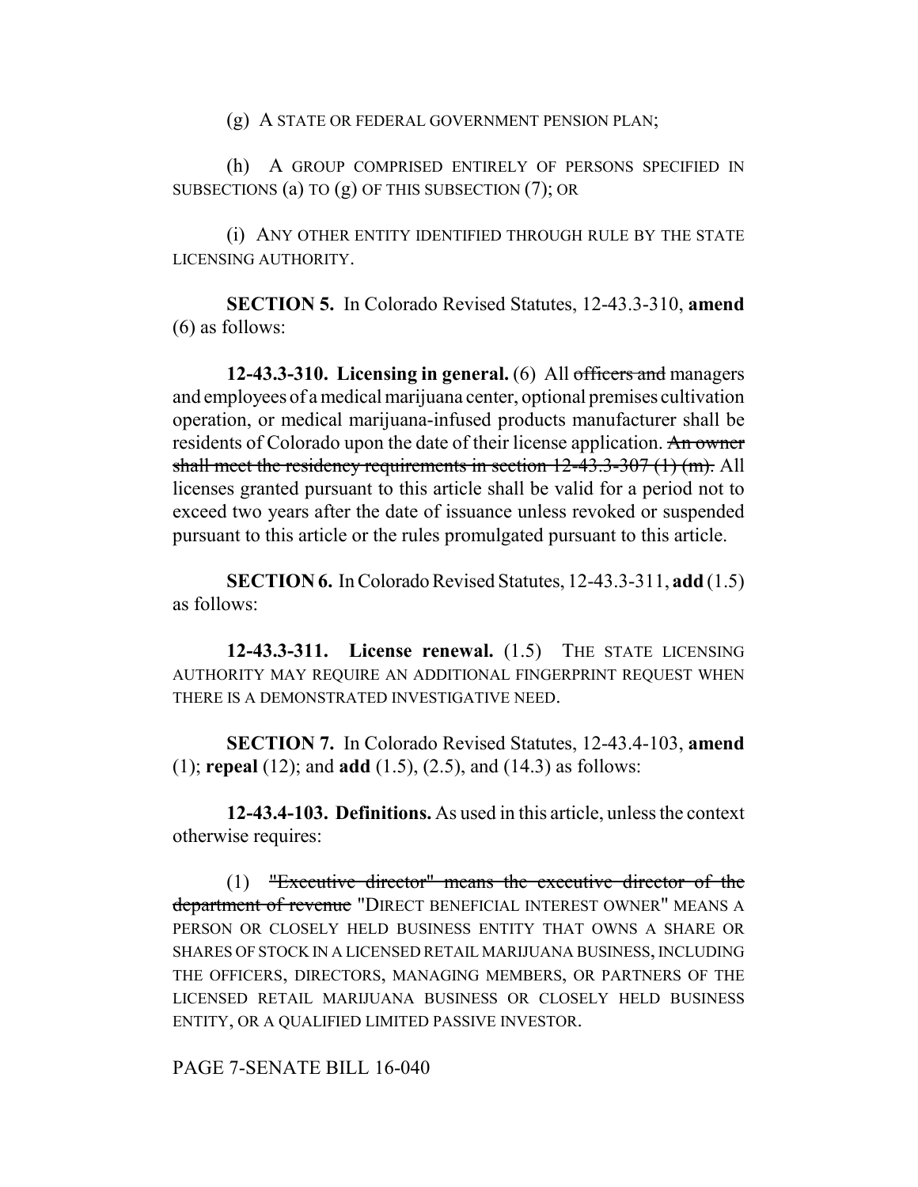(g) A STATE OR FEDERAL GOVERNMENT PENSION PLAN;

(h) A GROUP COMPRISED ENTIRELY OF PERSONS SPECIFIED IN SUBSECTIONS (a) TO (g) OF THIS SUBSECTION (7); OR

(i) ANY OTHER ENTITY IDENTIFIED THROUGH RULE BY THE STATE LICENSING AUTHORITY.

**SECTION 5.** In Colorado Revised Statutes, 12-43.3-310, **amend** (6) as follows:

**12-43.3-310. Licensing in general.** (6) All ~~officers and~~ managers and employees of a medical marijuana center, optional premises cultivation operation, or medical marijuana-infused products manufacturer shall be residents of Colorado upon the date of their license application. ~~An owner shall meet the residency requirements in section 12-43.3-307 (1) (m).~~ All licenses granted pursuant to this article shall be valid for a period not to exceed two years after the date of issuance unless revoked or suspended pursuant to this article or the rules promulgated pursuant to this article.

**SECTION 6.** In Colorado Revised Statutes, 12-43.3-311, **add** (1.5) as follows:

**12-43.3-311. License renewal.** (1.5) THE STATE LICENSING AUTHORITY MAY REQUIRE AN ADDITIONAL FINGERPRINT REQUEST WHEN THERE IS A DEMONSTRATED INVESTIGATIVE NEED.

**SECTION 7.** In Colorado Revised Statutes, 12-43.4-103, **amend** (1); **repeal** (12); and **add** (1.5), (2.5), and (14.3) as follows:

**12-43.4-103. Definitions.** As used in this article, unless the context otherwise requires:

(1) ~~"Executive director" means the executive director of the department of revenue~~ "DIRECT BENEFICIAL INTEREST OWNER" MEANS A PERSON OR CLOSELY HELD BUSINESS ENTITY THAT OWNS A SHARE OR SHARES OF STOCK IN A LICENSED RETAIL MARIJUANA BUSINESS, INCLUDING THE OFFICERS, DIRECTORS, MANAGING MEMBERS, OR PARTNERS OF THE LICENSED RETAIL MARIJUANA BUSINESS OR CLOSELY HELD BUSINESS ENTITY, OR A QUALIFIED LIMITED PASSIVE INVESTOR.

PAGE 7-SENATE BILL 16-040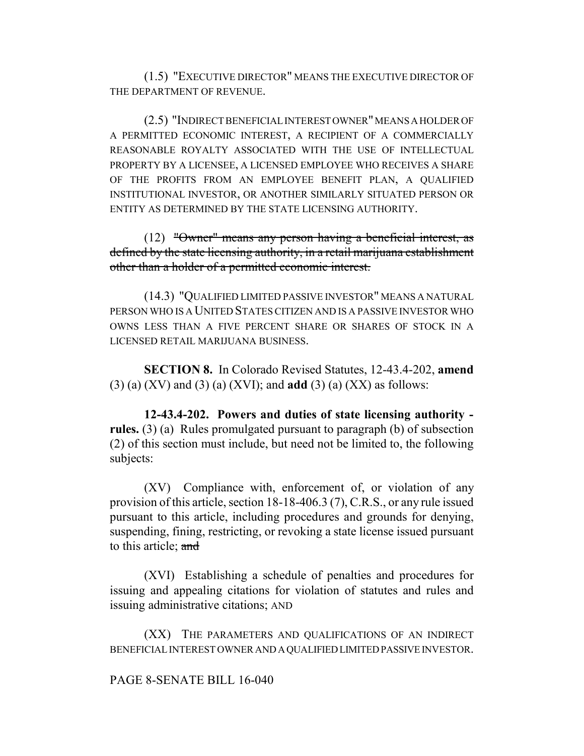(1.5) "EXECUTIVE DIRECTOR" MEANS THE EXECUTIVE DIRECTOR OF THE DEPARTMENT OF REVENUE.

(2.5) "INDIRECT BENEFICIAL INTEREST OWNER" MEANS A HOLDER OF A PERMITTED ECONOMIC INTEREST, A RECIPIENT OF A COMMERCIALLY REASONABLE ROYALTY ASSOCIATED WITH THE USE OF INTELLECTUAL PROPERTY BY A LICENSEE, A LICENSED EMPLOYEE WHO RECEIVES A SHARE OF THE PROFITS FROM AN EMPLOYEE BENEFIT PLAN, A QUALIFIED INSTITUTIONAL INVESTOR, OR ANOTHER SIMILARLY SITUATED PERSON OR ENTITY AS DETERMINED BY THE STATE LICENSING AUTHORITY.

(12) ~~"Owner" means any person having a beneficial interest, as defined by the state licensing authority, in a retail marijuana establishment other than a holder of a permitted economic interest.~~

(14.3) "QUALIFIED LIMITED PASSIVE INVESTOR" MEANS A NATURAL PERSON WHO IS A UNITED STATES CITIZEN AND IS A PASSIVE INVESTOR WHO OWNS LESS THAN A FIVE PERCENT SHARE OR SHARES OF STOCK IN A LICENSED RETAIL MARIJUANA BUSINESS.

**SECTION 8.** In Colorado Revised Statutes, 12-43.4-202, **amend** (3) (a) (XV) and (3) (a) (XVI); and **add** (3) (a) (XX) as follows:

**12-43.4-202. Powers and duties of state licensing authority - rules.** (3) (a) Rules promulgated pursuant to paragraph (b) of subsection (2) of this section must include, but need not be limited to, the following subjects:

(XV) Compliance with, enforcement of, or violation of any provision of this article, section 18-18-406.3 (7), C.R.S., or any rule issued pursuant to this article, including procedures and grounds for denying, suspending, fining, restricting, or revoking a state license issued pursuant to this article; ~~and~~

(XVI) Establishing a schedule of penalties and procedures for issuing and appealing citations for violation of statutes and rules and issuing administrative citations; AND

(XX) THE PARAMETERS AND QUALIFICATIONS OF AN INDIRECT BENEFICIAL INTEREST OWNER AND A QUALIFIED LIMITED PASSIVE INVESTOR.

PAGE 8-SENATE BILL 16-040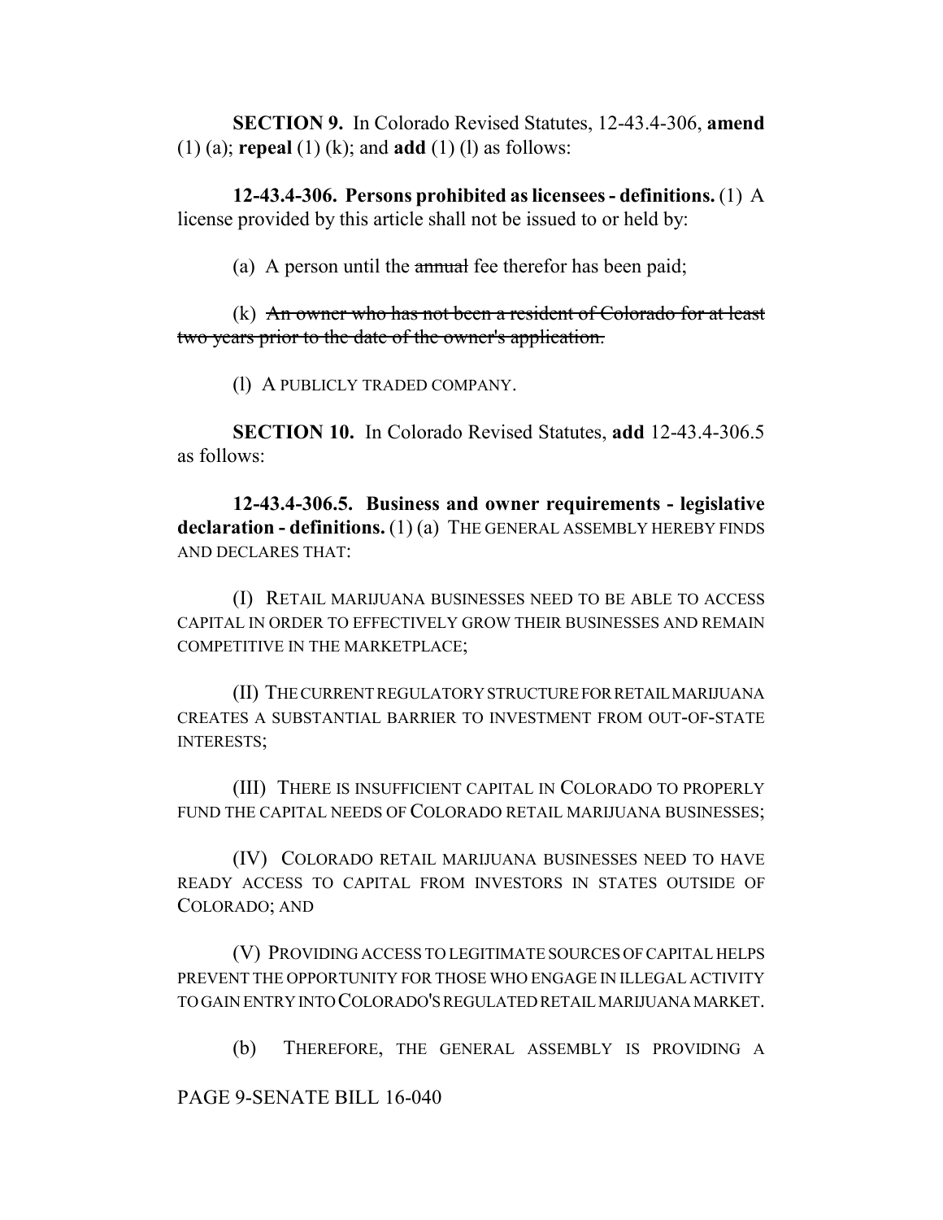**SECTION 9.** In Colorado Revised Statutes, 12-43.4-306, **amend** (1) (a); **repeal** (1) (k); and **add** (1) (l) as follows:

**12-43.4-306. Persons prohibited as licensees - definitions.** (1) A license provided by this article shall not be issued to or held by:

(a) A person until the ~~annual~~ fee therefor has been paid;

(k) ~~An owner who has not been a resident of Colorado for at least two years prior to the date of the owner's application.~~

(l) A PUBLICLY TRADED COMPANY.

**SECTION 10.** In Colorado Revised Statutes, **add** 12-43.4-306.5 as follows:

**12-43.4-306.5. Business and owner requirements - legislative declaration - definitions.** (1) (a) THE GENERAL ASSEMBLY HEREBY FINDS AND DECLARES THAT:

(I) RETAIL MARIJUANA BUSINESSES NEED TO BE ABLE TO ACCESS CAPITAL IN ORDER TO EFFECTIVELY GROW THEIR BUSINESSES AND REMAIN COMPETITIVE IN THE MARKETPLACE;

(II) THE CURRENT REGULATORY STRUCTURE FOR RETAIL MARIJUANA CREATES A SUBSTANTIAL BARRIER TO INVESTMENT FROM OUT-OF-STATE INTERESTS;

(III) THERE IS INSUFFICIENT CAPITAL IN COLORADO TO PROPERLY FUND THE CAPITAL NEEDS OF COLORADO RETAIL MARIJUANA BUSINESSES;

(IV) COLORADO RETAIL MARIJUANA BUSINESSES NEED TO HAVE READY ACCESS TO CAPITAL FROM INVESTORS IN STATES OUTSIDE OF COLORADO; AND

(V) PROVIDING ACCESS TO LEGITIMATE SOURCES OF CAPITAL HELPS PREVENT THE OPPORTUNITY FOR THOSE WHO ENGAGE IN ILLEGAL ACTIVITY TO GAIN ENTRY INTO COLORADO'S REGULATED RETAIL MARIJUANA MARKET.

(b) THEREFORE, THE GENERAL ASSEMBLY IS PROVIDING A

PAGE 9-SENATE BILL 16-040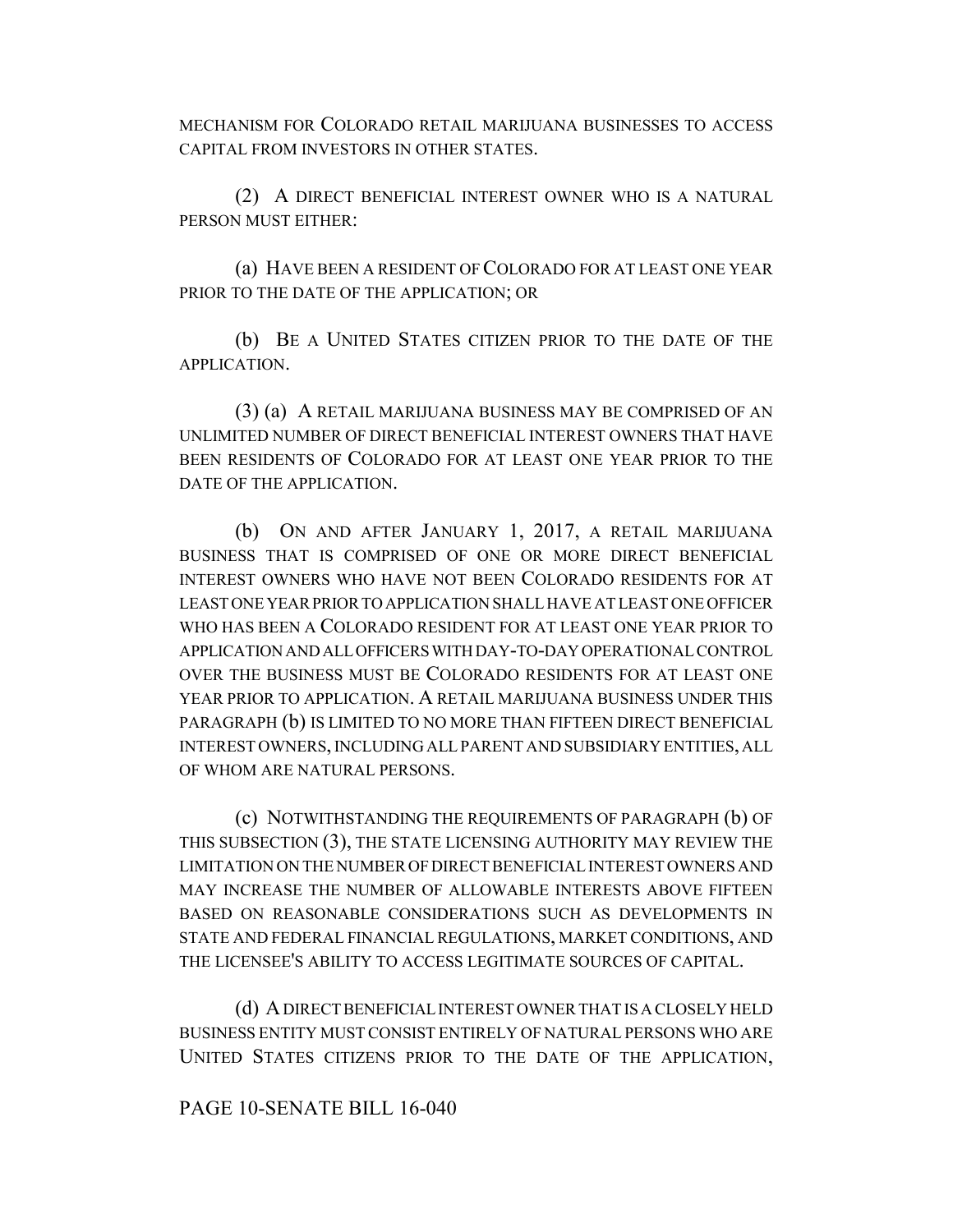MECHANISM FOR COLORADO RETAIL MARIJUANA BUSINESSES TO ACCESS CAPITAL FROM INVESTORS IN OTHER STATES.

(2) A DIRECT BENEFICIAL INTEREST OWNER WHO IS A NATURAL PERSON MUST EITHER:

(a) HAVE BEEN A RESIDENT OF COLORADO FOR AT LEAST ONE YEAR PRIOR TO THE DATE OF THE APPLICATION; OR

(b) BE A UNITED STATES CITIZEN PRIOR TO THE DATE OF THE APPLICATION.

(3) (a) A RETAIL MARIJUANA BUSINESS MAY BE COMPRISED OF AN UNLIMITED NUMBER OF DIRECT BENEFICIAL INTEREST OWNERS THAT HAVE BEEN RESIDENTS OF COLORADO FOR AT LEAST ONE YEAR PRIOR TO THE DATE OF THE APPLICATION.

(b) ON AND AFTER JANUARY 1, 2017, A RETAIL MARIJUANA BUSINESS THAT IS COMPRISED OF ONE OR MORE DIRECT BENEFICIAL INTEREST OWNERS WHO HAVE NOT BEEN COLORADO RESIDENTS FOR AT LEAST ONE YEAR PRIOR TO APPLICATION SHALL HAVE AT LEAST ONE OFFICER WHO HAS BEEN A COLORADO RESIDENT FOR AT LEAST ONE YEAR PRIOR TO APPLICATION AND ALL OFFICERS WITH DAY-TO-DAY OPERATIONAL CONTROL OVER THE BUSINESS MUST BE COLORADO RESIDENTS FOR AT LEAST ONE YEAR PRIOR TO APPLICATION. A RETAIL MARIJUANA BUSINESS UNDER THIS PARAGRAPH (b) IS LIMITED TO NO MORE THAN FIFTEEN DIRECT BENEFICIAL INTEREST OWNERS, INCLUDING ALL PARENT AND SUBSIDIARY ENTITIES, ALL OF WHOM ARE NATURAL PERSONS.

(c) NOTWITHSTANDING THE REQUIREMENTS OF PARAGRAPH (b) OF THIS SUBSECTION (3), THE STATE LICENSING AUTHORITY MAY REVIEW THE LIMITATION ON THE NUMBER OF DIRECT BENEFICIAL INTEREST OWNERS AND MAY INCREASE THE NUMBER OF ALLOWABLE INTERESTS ABOVE FIFTEEN BASED ON REASONABLE CONSIDERATIONS SUCH AS DEVELOPMENTS IN STATE AND FEDERAL FINANCIAL REGULATIONS, MARKET CONDITIONS, AND THE LICENSEE'S ABILITY TO ACCESS LEGITIMATE SOURCES OF CAPITAL.

(d) A DIRECT BENEFICIAL INTEREST OWNER THAT IS A CLOSELY HELD BUSINESS ENTITY MUST CONSIST ENTIRELY OF NATURAL PERSONS WHO ARE UNITED STATES CITIZENS PRIOR TO THE DATE OF THE APPLICATION,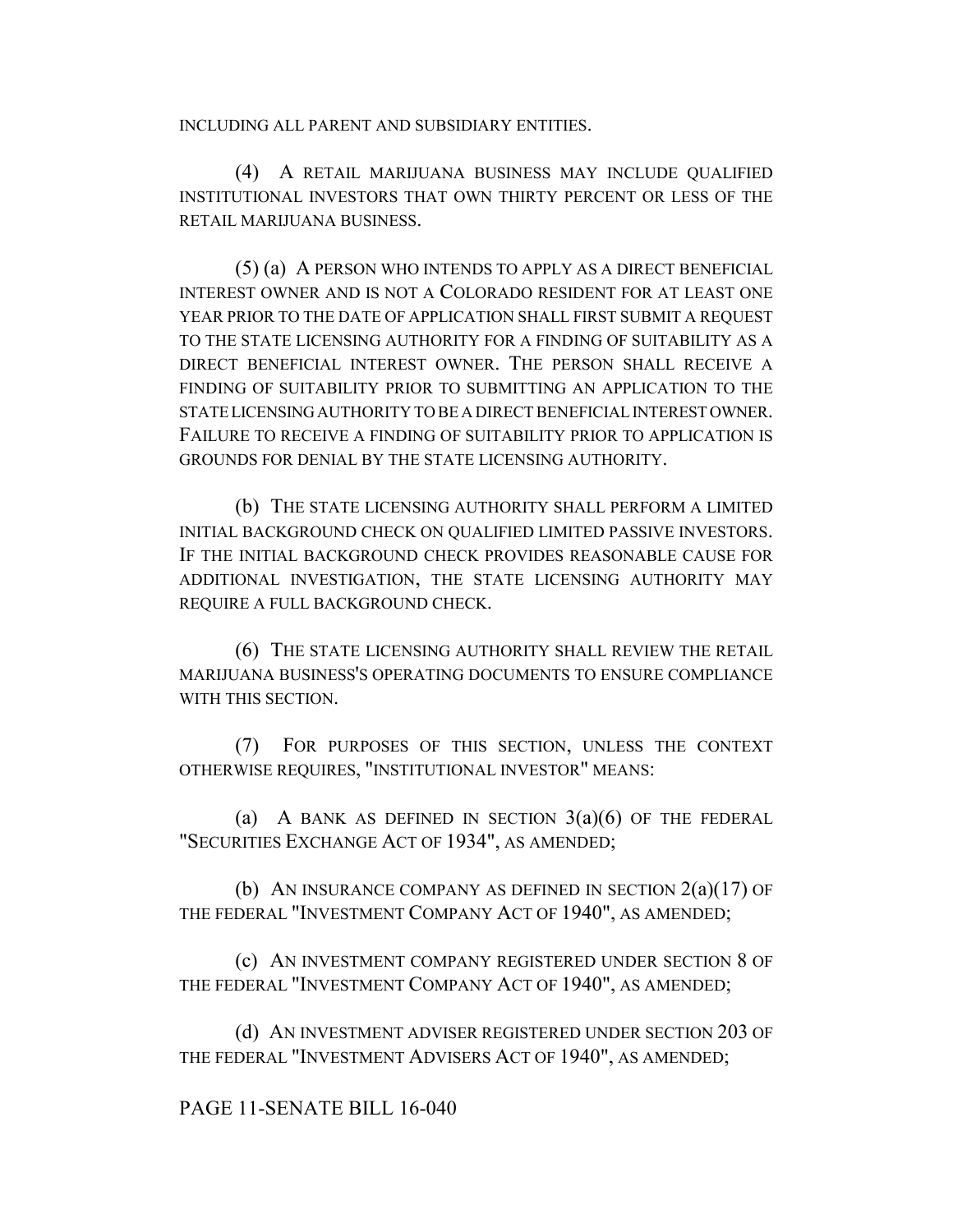INCLUDING ALL PARENT AND SUBSIDIARY ENTITIES.

(4) A RETAIL MARIJUANA BUSINESS MAY INCLUDE QUALIFIED INSTITUTIONAL INVESTORS THAT OWN THIRTY PERCENT OR LESS OF THE RETAIL MARIJUANA BUSINESS.

(5) (a) A PERSON WHO INTENDS TO APPLY AS A DIRECT BENEFICIAL INTEREST OWNER AND IS NOT A COLORADO RESIDENT FOR AT LEAST ONE YEAR PRIOR TO THE DATE OF APPLICATION SHALL FIRST SUBMIT A REQUEST TO THE STATE LICENSING AUTHORITY FOR A FINDING OF SUITABILITY AS A DIRECT BENEFICIAL INTEREST OWNER. THE PERSON SHALL RECEIVE A FINDING OF SUITABILITY PRIOR TO SUBMITTING AN APPLICATION TO THE STATE LICENSING AUTHORITY TO BE A DIRECT BENEFICIAL INTEREST OWNER. FAILURE TO RECEIVE A FINDING OF SUITABILITY PRIOR TO APPLICATION IS GROUNDS FOR DENIAL BY THE STATE LICENSING AUTHORITY.

(b) THE STATE LICENSING AUTHORITY SHALL PERFORM A LIMITED INITIAL BACKGROUND CHECK ON QUALIFIED LIMITED PASSIVE INVESTORS. IF THE INITIAL BACKGROUND CHECK PROVIDES REASONABLE CAUSE FOR ADDITIONAL INVESTIGATION, THE STATE LICENSING AUTHORITY MAY REQUIRE A FULL BACKGROUND CHECK.

(6) THE STATE LICENSING AUTHORITY SHALL REVIEW THE RETAIL MARIJUANA BUSINESS'S OPERATING DOCUMENTS TO ENSURE COMPLIANCE WITH THIS SECTION.

(7) FOR PURPOSES OF THIS SECTION, UNLESS THE CONTEXT OTHERWISE REQUIRES, "INSTITUTIONAL INVESTOR" MEANS:

(a) A BANK AS DEFINED IN SECTION 3(a)(6) OF THE FEDERAL "SECURITIES EXCHANGE ACT OF 1934", AS AMENDED;

(b) AN INSURANCE COMPANY AS DEFINED IN SECTION 2(a)(17) OF THE FEDERAL "INVESTMENT COMPANY ACT OF 1940", AS AMENDED;

(c) AN INVESTMENT COMPANY REGISTERED UNDER SECTION 8 OF THE FEDERAL "INVESTMENT COMPANY ACT OF 1940", AS AMENDED;

(d) AN INVESTMENT ADVISER REGISTERED UNDER SECTION 203 OF THE FEDERAL "INVESTMENT ADVISERS ACT OF 1940", AS AMENDED;

PAGE 11-SENATE BILL 16-040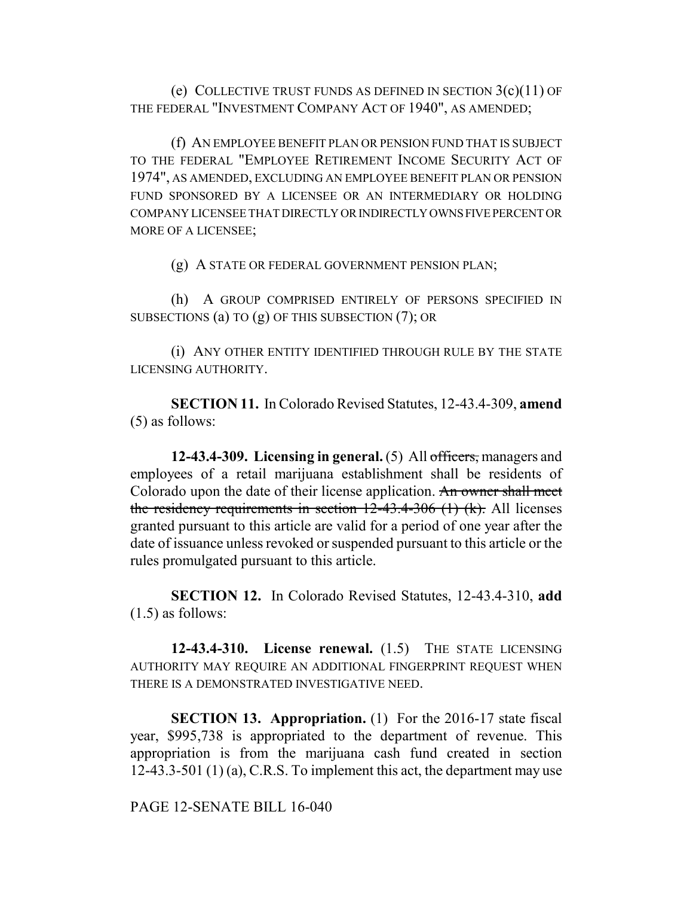(e) COLLECTIVE TRUST FUNDS AS DEFINED IN SECTION 3(c)(11) OF THE FEDERAL "INVESTMENT COMPANY ACT OF 1940", AS AMENDED;

(f) AN EMPLOYEE BENEFIT PLAN OR PENSION FUND THAT IS SUBJECT TO THE FEDERAL "EMPLOYEE RETIREMENT INCOME SECURITY ACT OF 1974", AS AMENDED, EXCLUDING AN EMPLOYEE BENEFIT PLAN OR PENSION FUND SPONSORED BY A LICENSEE OR AN INTERMEDIARY OR HOLDING COMPANY LICENSEE THAT DIRECTLY OR INDIRECTLY OWNS FIVE PERCENT OR MORE OF A LICENSEE;

(g) A STATE OR FEDERAL GOVERNMENT PENSION PLAN;

(h) A GROUP COMPRISED ENTIRELY OF PERSONS SPECIFIED IN SUBSECTIONS (a) TO (g) OF THIS SUBSECTION (7); OR

(i) ANY OTHER ENTITY IDENTIFIED THROUGH RULE BY THE STATE LICENSING AUTHORITY.

**SECTION 11.** In Colorado Revised Statutes, 12-43.4-309, **amend** (5) as follows:

**12-43.4-309. Licensing in general.** (5) All ~~officers,~~ managers and employees of a retail marijuana establishment shall be residents of Colorado upon the date of their license application. ~~An owner shall meet the residency requirements in section 12-43.4-306 (1) (k).~~ All licenses granted pursuant to this article are valid for a period of one year after the date of issuance unless revoked or suspended pursuant to this article or the rules promulgated pursuant to this article.

**SECTION 12.** In Colorado Revised Statutes, 12-43.4-310, **add** (1.5) as follows:

**12-43.4-310. License renewal.** (1.5) THE STATE LICENSING AUTHORITY MAY REQUIRE AN ADDITIONAL FINGERPRINT REQUEST WHEN THERE IS A DEMONSTRATED INVESTIGATIVE NEED.

**SECTION 13. Appropriation.** (1) For the 2016-17 state fiscal year, $995,738 is appropriated to the department of revenue. This appropriation is from the marijuana cash fund created in section 12-43.3-501 (1) (a), C.R.S. To implement this act, the department may use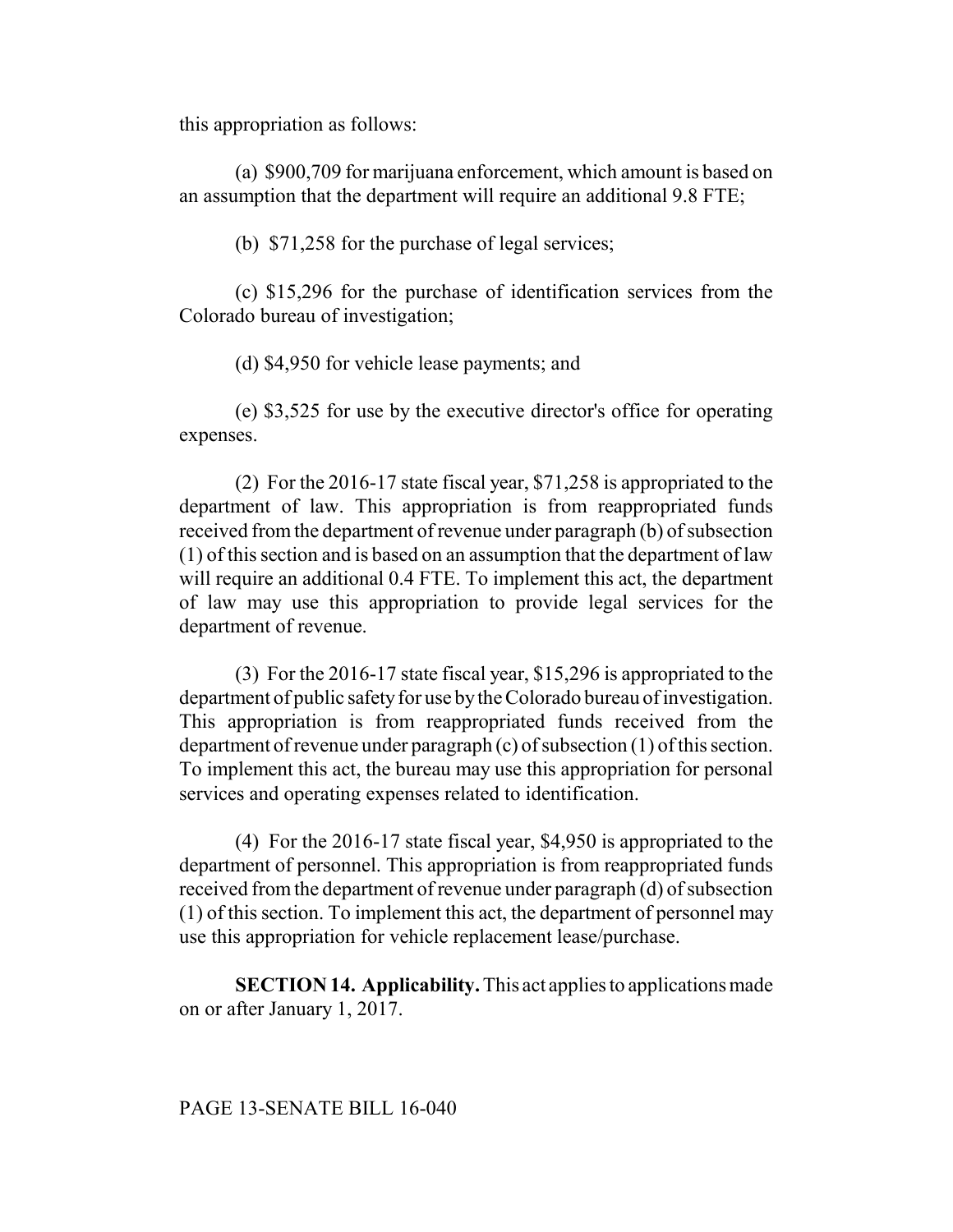this appropriation as follows:

(a) $900,709 for marijuana enforcement, which amount is based on an assumption that the department will require an additional 9.8 FTE;

(b) $71,258 for the purchase of legal services;

(c) $15,296 for the purchase of identification services from the Colorado bureau of investigation;

(d) $4,950 for vehicle lease payments; and

(e) $3,525 for use by the executive director's office for operating expenses.

(2) For the 2016-17 state fiscal year, $71,258 is appropriated to the department of law. This appropriation is from reappropriated funds received from the department of revenue under paragraph (b) of subsection (1) of this section and is based on an assumption that the department of law will require an additional 0.4 FTE. To implement this act, the department of law may use this appropriation to provide legal services for the department of revenue.

(3) For the 2016-17 state fiscal year, $15,296 is appropriated to the department of public safety for use by the Colorado bureau of investigation. This appropriation is from reappropriated funds received from the department of revenue under paragraph (c) of subsection (1) of this section. To implement this act, the bureau may use this appropriation for personal services and operating expenses related to identification.

(4) For the 2016-17 state fiscal year, $4,950 is appropriated to the department of personnel. This appropriation is from reappropriated funds received from the department of revenue under paragraph (d) of subsection (1) of this section. To implement this act, the department of personnel may use this appropriation for vehicle replacement lease/purchase.

**SECTION 14. Applicability.** This act applies to applications made on or after January 1, 2017.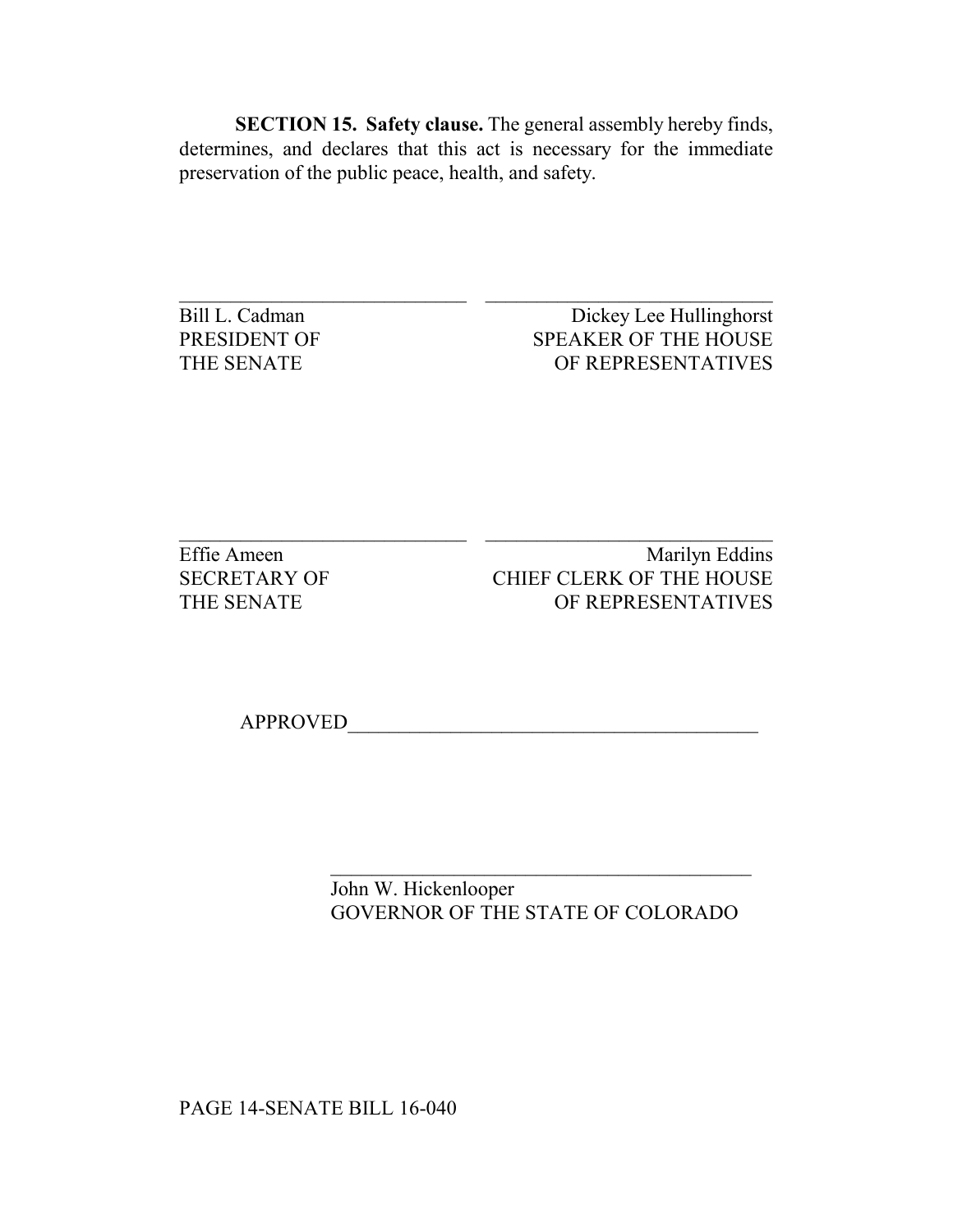**SECTION 15. Safety clause.** The general assembly hereby finds, determines, and declares that this act is necessary for the immediate preservation of the public peace, health, and safety.

____________________________
Bill L. Cadman
PRESIDENT OF
THE SENATE

____________________________
Dickey Lee Hullinghorst
SPEAKER OF THE HOUSE
OF REPRESENTATIVES

____________________________
Effie Ameen
SECRETARY OF
THE SENATE

____________________________
Marilyn Eddins
CHIEF CLERK OF THE HOUSE
OF REPRESENTATIVES

APPROVED________________________________________

____________________________________________
John W. Hickenlooper
GOVERNOR OF THE STATE OF COLORADO

PAGE 14-SENATE BILL 16-040